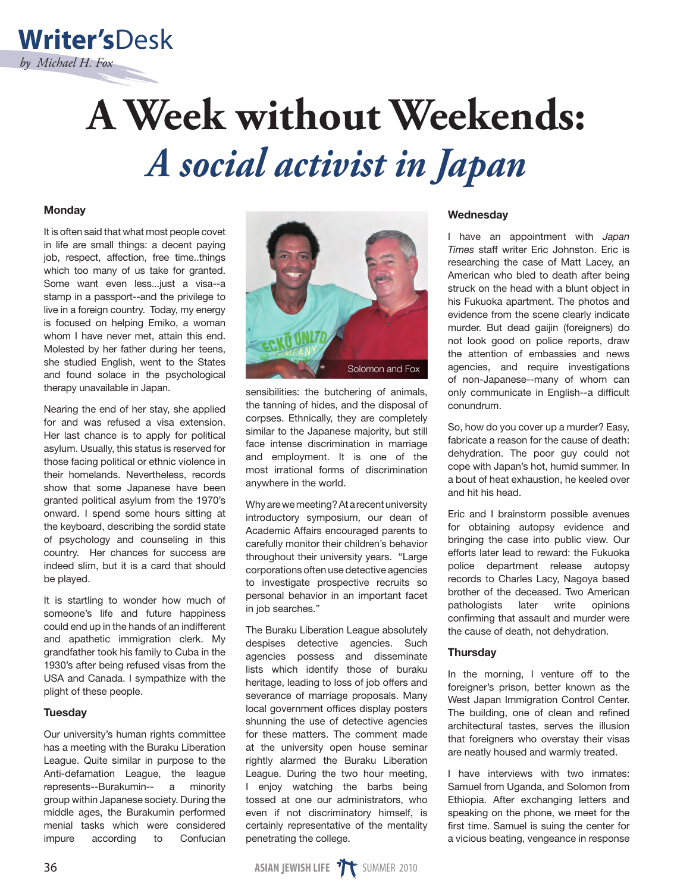# Writer's Desk

*by Michael H. Fox*

# A Week without Weekends:

## *A social activist in Japan*

### Monday

It is often said that what most people covet in life are small things: a decent paying job, respect, affection, free time..things which too many of us take for granted. Some want even less...just a visa--a stamp in a passport--and the privilege to live in a foreign country. Today, my energy is focused on helping Emiko, a woman whom I have never met, attain this end. Molested by her father during her teens, she studied English, went to the States and found solace in the psychological therapy unavailable in Japan.

Nearing the end of her stay, she applied for and was refused a visa extension. Her last chance is to apply for political asylum. Usually, this status is reserved for those facing political or ethnic violence in their homelands. Nevertheless, records show that some Japanese have been granted political asylum from the 1970's onward. I spend some hours sitting at the keyboard, describing the sordid state of psychology and counseling in this country. Her chances for success are indeed slim, but it is a card that should be played.

It is startling to wonder how much of someone's life and future happiness could end up in the hands of an indifferent and apathetic immigration clerk. My grandfather took his family to Cuba in the 1930's after being refused visas from the USA and Canada. I sympathize with the plight of these people.

### Tuesday

Our university's human rights committee has a meeting with the Buraku Liberation League. Quite similar in purpose to the Anti-defamation League, the league represents--Burakumin-- a minority group within Japanese society. During the middle ages, the Burakumin performed menial tasks which were considered impure according to Confucian sensibilities: the butchering of animals, the tanning of hides, and the disposal of corpses. Ethnically, they are completely similar to the Japanese majority, but still face intense discrimination in marriage and employment. It is one of the most irrational forms of discrimination anywhere in the world.

Solomon and Fox

Why are we meeting? At a recent university introductory symposium, our dean of Academic Affairs encouraged parents to carefully monitor their children's behavior throughout their university years. "Large corporations often use detective agencies to investigate prospective recruits so personal behavior in an important facet in job searches."

The Buraku Liberation League absolutely despises detective agencies. Such agencies possess and disseminate lists which identify those of buraku heritage, leading to loss of job offers and severance of marriage proposals. Many local government offices display posters shunning the use of detective agencies for these matters. The comment made at the university open house seminar rightly alarmed the Buraku Liberation League. During the two hour meeting, I enjoy watching the barbs being tossed at one our administrators, who even if not discriminatory himself, is certainly representative of the mentality penetrating the college.

### Wednesday

I have an appointment with *Japan Times* staff writer Eric Johnston. Eric is researching the case of Matt Lacey, an American who bled to death after being struck on the head with a blunt object in his Fukuoka apartment. The photos and evidence from the scene clearly indicate murder. But dead gaijin (foreigners) do not look good on police reports, draw the attention of embassies and news agencies, and require investigations of non-Japanese--many of whom can only communicate in English--a difficult conundrum.

So, how do you cover up a murder? Easy, fabricate a reason for the cause of death: dehydration. The poor guy could not cope with Japan's hot, humid summer. In a bout of heat exhaustion, he keeled over and hit his head.

Eric and I brainstorm possible avenues for obtaining autopsy evidence and bringing the case into public view. Our efforts later lead to reward: the Fukuoka police department release autopsy records to Charles Lacy, Nagoya based brother of the deceased. Two American pathologists later write opinions confirming that assault and murder were the cause of death, not dehydration.

### Thursday

In the morning, I venture off to the foreigner's prison, better known as the West Japan Immigration Control Center. The building, one of clean and refined architectural tastes, serves the illusion that foreigners who overstay their visas are neatly housed and warmly treated.

I have interviews with two inmates: Samuel from Uganda, and Solomon from Ethiopia. After exchanging letters and speaking on the phone, we meet for the first time. Samuel is suing the center for a vicious beating, vengeance in response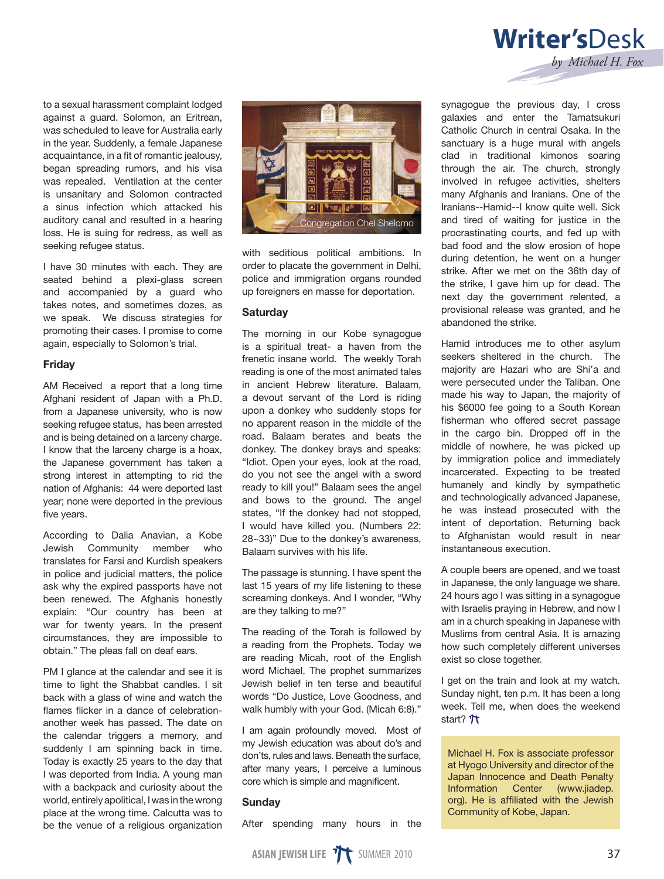to a sexual harassment complaint lodged against a guard. Solomon, an Eritrean, was scheduled to leave for Australia early in the year. Suddenly, a female Japanese acquaintance, in a fit of romantic jealousy, began spreading rumors, and his visa was repealed. Ventilation at the center is unsanitary and Solomon contracted a sinus infection which attacked his auditory canal and resulted in a hearing loss. He is suing for redress, as well as seeking refugee status.

I have 30 minutes with each. They are seated behind a plexi-glass screen and accompanied by a guard who takes notes, and sometimes dozes, as we speak. We discuss strategies for promoting their cases. I promise to come again, especially to Solomon's trial.

### Friday

AM Received a report that a long time Afghani resident of Japan with a Ph.D. from a Japanese university, who is now seeking refugee status, has been arrested and is being detained on a larceny charge. I know that the larceny charge is a hoax, the Japanese government has taken a strong interest in attempting to rid the nation of Afghanis: 44 were deported last year; none were deported in the previous five years.

According to Dalia Anavian, a Kobe Jewish Community member who translates for Farsi and Kurdish speakers in police and judicial matters, the police ask why the expired passports have not been renewed. The Afghanis honestly explain: "Our country has been at war for twenty years. In the present circumstances, they are impossible to obtain." The pleas fall on deaf ears.

PM I glance at the calendar and see it is time to light the Shabbat candles. I sit back with a glass of wine and watch the flames flicker in a dance of celebration- another week has passed. The date on the calendar triggers a memory, and suddenly I am spinning back in time. Today is exactly 25 years to the day that I was deported from India. A young man with a backpack and curiosity about the world, entirely apolitical, I was in the wrong place at the wrong time. Calcutta was to be the venue of a religious organization

Congregation Ohel Shelomo

with seditious political ambitions. In order to placate the government in Delhi, police and immigration organs rounded up foreigners en masse for deportation.

### Saturday

The morning in our Kobe synagogue is a spiritual treat- a haven from the frenetic insane world. The weekly Torah reading is one of the most animated tales in ancient Hebrew literature. Balaam, a devout servant of the Lord is riding upon a donkey who suddenly stops for no apparent reason in the middle of the road. Balaam berates and beats the donkey. The donkey brays and speaks: "Idiot. Open your eyes, look at the road, do you not see the angel with a sword ready to kill you!" Balaam sees the angel and bows to the ground. The angel states, "If the donkey had not stopped, I would have killed you. (Numbers 22: 28~33)" Due to the donkey's awareness, Balaam survives with his life.

The passage is stunning. I have spent the last 15 years of my life listening to these screaming donkeys. And I wonder, "Why are they talking to me?"

The reading of the Torah is followed by a reading from the Prophets. Today we are reading Micah, root of the English word Michael. The prophet summarizes Jewish belief in ten terse and beautiful words "Do Justice, Love Goodness, and walk humbly with your God. (Micah 6:8)."

I am again profoundly moved. Most of my Jewish education was about do's and don'ts, rules and laws. Beneath the surface, after many years, I perceive a luminous core which is simple and magnificent.

### Sunday

After spending many hours in the synagogue the previous day, I cross galaxies and enter the Tamatsukuri Catholic Church in central Osaka. In the sanctuary is a huge mural with angels clad in traditional kimonos soaring through the air. The church, strongly involved in refugee activities, shelters many Afghanis and Iranians. One of the Iranians--Hamid--I know quite well. Sick and tired of waiting for justice in the procrastinating courts, and fed up with bad food and the slow erosion of hope during detention, he went on a hunger strike. After we met on the 36th day of the strike, I gave him up for dead. The next day the government relented, a provisional release was granted, and he abandoned the strike.

Hamid introduces me to other asylum seekers sheltered in the church. The majority are Hazari who are Shi'a and were persecuted under the Taliban. One made his way to Japan, the majority of his $6000 fee going to a South Korean fisherman who offered secret passage in the cargo bin. Dropped off in the middle of nowhere, he was picked up by immigration police and immediately incarcerated. Expecting to be treated humanely and kindly by sympathetic and technologically advanced Japanese, he was instead prosecuted with the intent of deportation. Returning back to Afghanistan would result in near instantaneous execution.

A couple beers are opened, and we toast in Japanese, the only language we share. 24 hours ago I was sitting in a synagogue with Israelis praying in Hebrew, and now I am in a church speaking in Japanese with Muslims from central Asia. It is amazing how such completely different universes exist so close together.

I get on the train and look at my watch. Sunday night, ten p.m. It has been a long week. Tell me, when does the weekend start?

Michael H. Fox is associate professor at Hyogo University and director of the Japan Innocence and Death Penalty Information Center (www.jiadep.org). He is affiliated with the Jewish Community of Kobe, Japan.